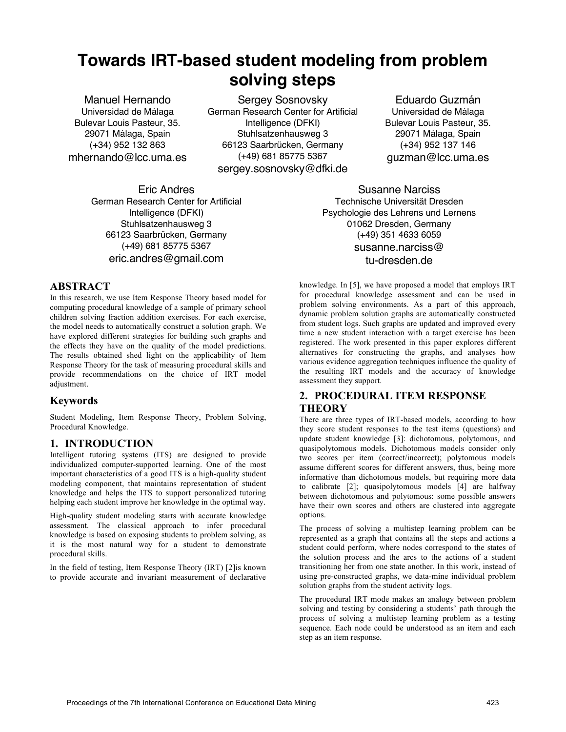# Towards IRT-based student modeling from problem solving steps

Manuel Hernando
Universidad de Málaga
Bulevar Louis Pasteur, 35.
29071 Málaga, Spain
(+34) 952 132 863
mhernando@lcc.uma.es

Sergey Sosnovsky
German Research Center for Artificial Intelligence (DFKI)
Stuhlsatzenhausweg 3
66123 Saarbrücken, Germany
(+49) 681 85775 5367
sergey.sosnovsky@dfki.de

Eduardo Guzmán
Universidad de Málaga
Bulevar Louis Pasteur, 35.
29071 Málaga, Spain
(+34) 952 137 146
guzman@lcc.uma.es

Eric Andres
German Research Center for Artificial Intelligence (DFKI)
Stuhlsatzenhausweg 3
66123 Saarbrücken, Germany
(+49) 681 85775 5367
eric.andres@gmail.com

Susanne Narciss
Technische Universität Dresden
Psychologie des Lehrens und Lernens
01062 Dresden, Germany
(+49) 351 4633 6059
susanne.narciss@tu-dresden.de

## ABSTRACT

In this research, we use Item Response Theory based model for computing procedural knowledge of a sample of primary school children solving fraction addition exercises. For each exercise, the model needs to automatically construct a solution graph. We have explored different strategies for building such graphs and the effects they have on the quality of the model predictions. The results obtained shed light on the applicability of Item Response Theory for the task of measuring procedural skills and provide recommendations on the choice of IRT model adjustment.

### Keywords

Student Modeling, Item Response Theory, Problem Solving, Procedural Knowledge.

## 1. INTRODUCTION

Intelligent tutoring systems (ITS) are designed to provide individualized computer-supported learning. One of the most important characteristics of a good ITS is a high-quality student modeling component, that maintains representation of student knowledge and helps the ITS to support personalized tutoring helping each student improve her knowledge in the optimal way.

High-quality student modeling starts with accurate knowledge assessment. The classical approach to infer procedural knowledge is based on exposing students to problem solving, as it is the most natural way for a student to demonstrate procedural skills.

In the field of testing, Item Response Theory (IRT) [2]is known to provide accurate and invariant measurement of declarative knowledge. In [5], we have proposed a model that employs IRT for procedural knowledge assessment and can be used in problem solving environments. As a part of this approach, dynamic problem solution graphs are automatically constructed from student logs. Such graphs are updated and improved every time a new student interaction with a target exercise has been registered. The work presented in this paper explores different alternatives for constructing the graphs, and analyses how various evidence aggregation techniques influence the quality of the resulting IRT models and the accuracy of knowledge assessment they support.

## 2. PROCEDURAL ITEM RESPONSE THEORY

There are three types of IRT-based models, according to how they score student responses to the test items (questions) and update student knowledge [3]: dichotomous, polytomous, and quasipolytomous models. Dichotomous models consider only two scores per item (correct/incorrect); polytomous models assume different scores for different answers, thus, being more informative than dichotomous models, but requiring more data to calibrate [2]; quasipolytomous models [4] are halfway between dichotomous and polytomous: some possible answers have their own scores and others are clustered into aggregate options.

The process of solving a multistep learning problem can be represented as a graph that contains all the steps and actions a student could perform, where nodes correspond to the states of the solution process and the arcs to the actions of a student transitioning her from one state another. In this work, instead of using pre-constructed graphs, we data-mine individual problem solution graphs from the student activity logs.

The procedural IRT mode makes an analogy between problem solving and testing by considering a students' path through the process of solving a multistep learning problem as a testing sequence. Each node could be understood as an item and each step as an item response.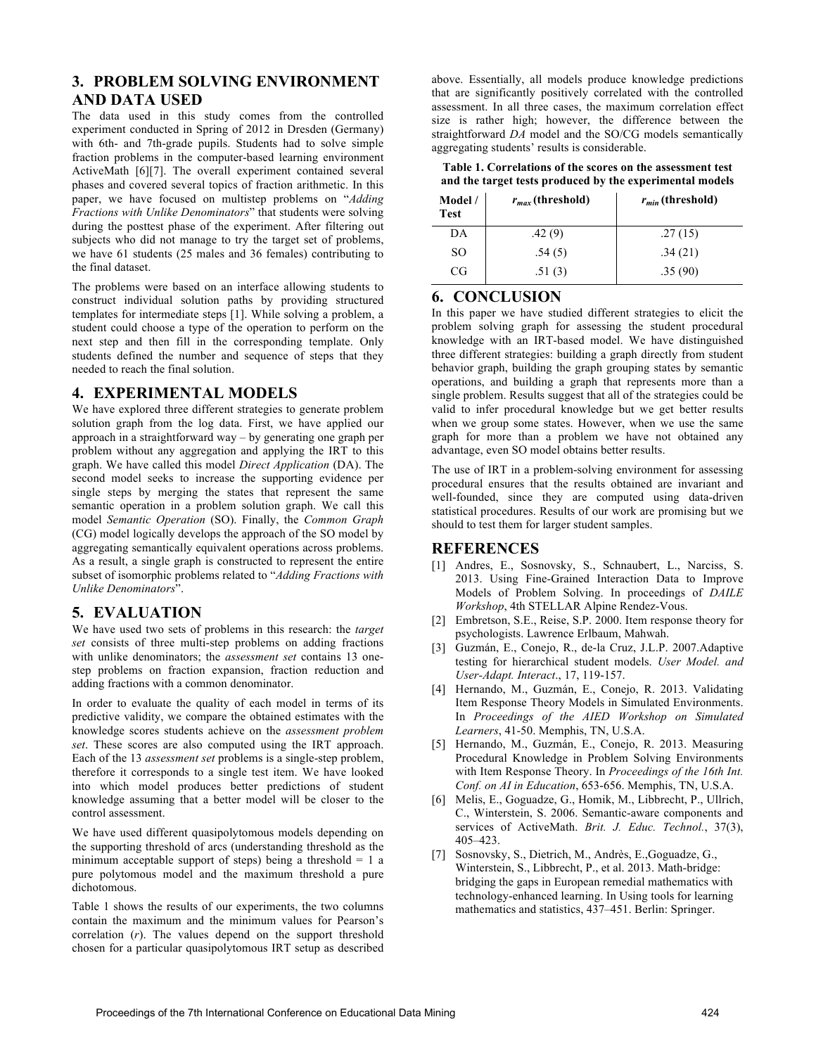## 3. PROBLEM SOLVING ENVIRONMENT AND DATA USED

The data used in this study comes from the controlled experiment conducted in Spring of 2012 in Dresden (Germany) with 6th- and 7th-grade pupils. Students had to solve simple fraction problems in the computer-based learning environment ActiveMath [6][7]. The overall experiment contained several phases and covered several topics of fraction arithmetic. In this paper, we have focused on multistep problems on "*Adding Fractions with Unlike Denominators*" that students were solving during the posttest phase of the experiment. After filtering out subjects who did not manage to try the target set of problems, we have 61 students (25 males and 36 females) contributing to the final dataset.

The problems were based on an interface allowing students to construct individual solution paths by providing structured templates for intermediate steps [1]. While solving a problem, a student could choose a type of the operation to perform on the next step and then fill in the corresponding template. Only students defined the number and sequence of steps that they needed to reach the final solution.

## 4. EXPERIMENTAL MODELS

We have explored three different strategies to generate problem solution graph from the log data. First, we have applied our approach in a straightforward way – by generating one graph per problem without any aggregation and applying the IRT to this graph. We have called this model *Direct Application* (DA). The second model seeks to increase the supporting evidence per single steps by merging the states that represent the same semantic operation in a problem solution graph. We call this model *Semantic Operation* (SO). Finally, the *Common Graph* (CG) model logically develops the approach of the SO model by aggregating semantically equivalent operations across problems. As a result, a single graph is constructed to represent the entire subset of isomorphic problems related to "*Adding Fractions with Unlike Denominators*".

## 5. EVALUATION

We have used two sets of problems in this research: the *target set* consists of three multi-step problems on adding fractions with unlike denominators; the *assessment set* contains 13 one-step problems on fraction expansion, fraction reduction and adding fractions with a common denominator.

In order to evaluate the quality of each model in terms of its predictive validity, we compare the obtained estimates with the knowledge scores students achieve on the *assessment problem set*. These scores are also computed using the IRT approach. Each of the 13 *assessment set* problems is a single-step problem, therefore it corresponds to a single test item. We have looked into which model produces better predictions of student knowledge assuming that a better model will be closer to the control assessment.

We have used different quasipolytomous models depending on the supporting threshold of arcs (understanding threshold as the minimum acceptable support of steps) being a threshold = 1 a pure polytomous model and the maximum threshold a pure dichotomous.

Table 1 shows the results of our experiments, the two columns contain the maximum and the minimum values for Pearson's correlation ($r$). The values depend on the support threshold chosen for a particular quasipolytomous IRT setup as described above. Essentially, all models produce knowledge predictions that are significantly positively correlated with the controlled assessment. In all three cases, the maximum correlation effect size is rather high; however, the difference between the straightforward *DA* model and the SO/CG models semantically aggregating students' results is considerable.

**Table 1. Correlations of the scores on the assessment test and the target tests produced by the experimental models**

| Model / Test | $r_{max}$ (threshold) | $r_{min}$ (threshold) |
|---|---|---|
| DA | .42 (9) | .27 (15) |
| SO | .54 (5) | .34 (21) |
| CG | .51 (3) | .35 (90) |

## 6. CONCLUSION

In this paper we have studied different strategies to elicit the problem solving graph for assessing the student procedural knowledge with an IRT-based model. We have distinguished three different strategies: building a graph directly from student behavior graph, building the graph grouping states by semantic operations, and building a graph that represents more than a single problem. Results suggest that all of the strategies could be valid to infer procedural knowledge but we get better results when we group some states. However, when we use the same graph for more than a problem we have not obtained any advantage, even SO model obtains better results.

The use of IRT in a problem-solving environment for assessing procedural ensures that the results obtained are invariant and well-founded, since they are computed using data-driven statistical procedures. Results of our work are promising but we should to test them for larger student samples.

## REFERENCES

[1] Andres, E., Sosnovsky, S., Schnaubert, L., Narciss, S. 2013. Using Fine-Grained Interaction Data to Improve Models of Problem Solving. In proceedings of *DAILE Workshop*, 4th STELLAR Alpine Rendez-Vous.

[2] Embretson, S.E., Reise, S.P. 2000. Item response theory for psychologists. Lawrence Erlbaum, Mahwah.

[3] Guzmán, E., Conejo, R., de-la Cruz, J.L.P. 2007.Adaptive testing for hierarchical student models. *User Model. and User-Adapt. Interact*., 17, 119-157.

[4] Hernando, M., Guzmán, E., Conejo, R. 2013. Validating Item Response Theory Models in Simulated Environments. In *Proceedings of the AIED Workshop on Simulated Learners*, 41-50. Memphis, TN, U.S.A.

[5] Hernando, M., Guzmán, E., Conejo, R. 2013. Measuring Procedural Knowledge in Problem Solving Environments with Item Response Theory. In *Proceedings of the 16th Int. Conf. on AI in Education*, 653-656. Memphis, TN, U.S.A.

[6] Melis, E., Goguadze, G., Homik, M., Libbrecht, P., Ullrich, C., Winterstein, S. 2006. Semantic-aware components and services of ActiveMath. *Brit. J. Educ. Technol.*, 37(3), 405–423.

[7] Sosnovsky, S., Dietrich, M., Andrès, E.,Goguadze, G., Winterstein, S., Libbrecht, P., et al. 2013. Math-bridge: bridging the gaps in European remedial mathematics with technology-enhanced learning. In Using tools for learning mathematics and statistics, 437–451. Berlin: Springer.